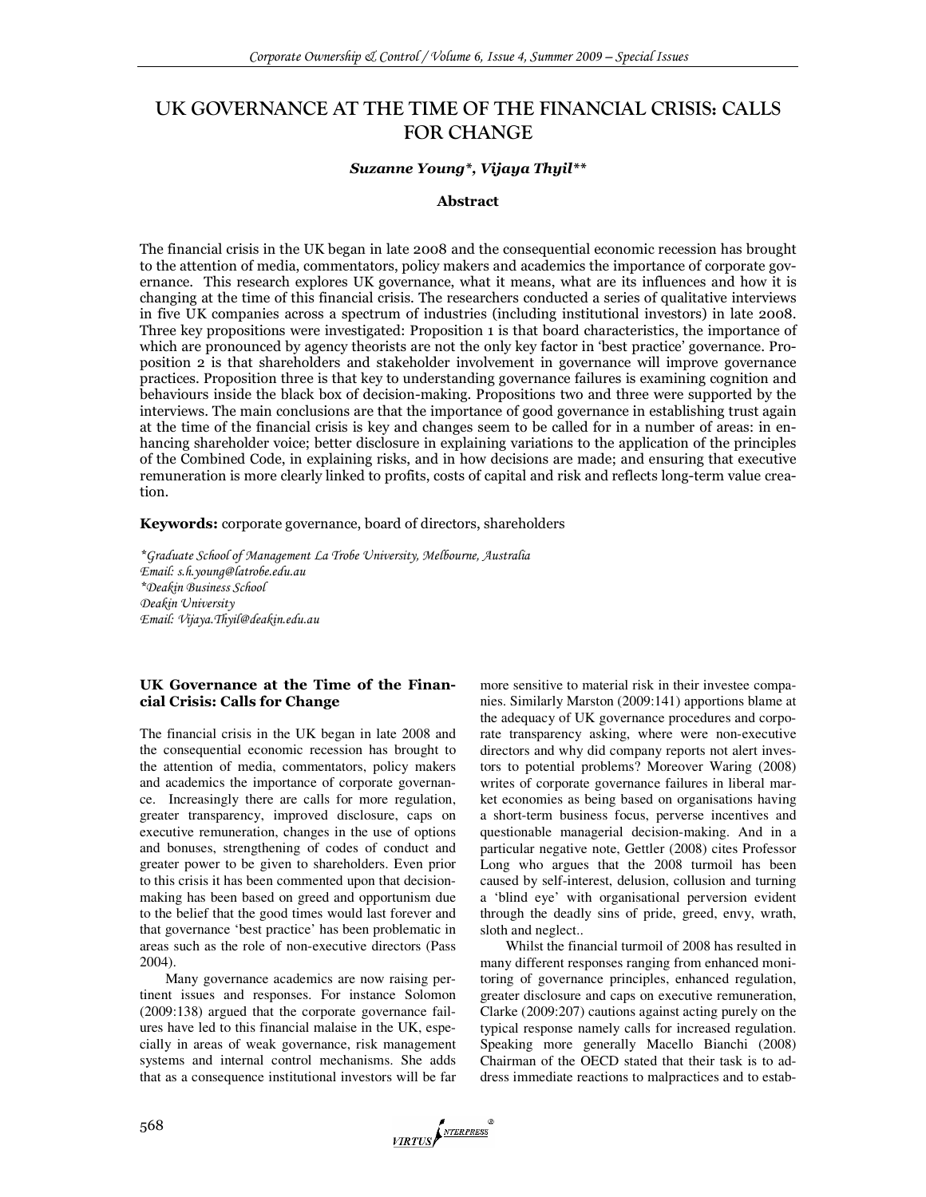# UK GOVERNANCE AT THE TIME OF THE FINANCIAL CRISIS: CALLS FOR CHANGE

***Suzanne Young\*, Vijaya Thyil\*\****

### Abstract

The financial crisis in the UK began in late 2008 and the consequential economic recession has brought to the attention of media, commentators, policy makers and academics the importance of corporate governance. This research explores UK governance, what it means, what are its influences and how it is changing at the time of this financial crisis. The researchers conducted a series of qualitative interviews in five UK companies across a spectrum of industries (including institutional investors) in late 2008. Three key propositions were investigated: Proposition 1 is that board characteristics, the importance of which are pronounced by agency theorists are not the only key factor in 'best practice' governance. Proposition 2 is that shareholders and stakeholder involvement in governance will improve governance practices. Proposition three is that key to understanding governance failures is examining cognition and behaviours inside the black box of decision-making. Propositions two and three were supported by the interviews. The main conclusions are that the importance of good governance in establishing trust again at the time of the financial crisis is key and changes seem to be called for in a number of areas: in enhancing shareholder voice; better disclosure in explaining variations to the application of the principles of the Combined Code, in explaining risks, and in how decisions are made; and ensuring that executive remuneration is more clearly linked to profits, costs of capital and risk and reflects long-term value creation.

**Keywords:** corporate governance, board of directors, shareholders

*\*Graduate School of Management La Trobe University, Melbourne, Australia*
*Email: s.h.young@latrobe.edu.au*
*\*Deakin Business School*
*Deakin University*
*Email: Vijaya.Thyil@deakin.edu.au*

## UK Governance at the Time of the Financial Crisis: Calls for Change

The financial crisis in the UK began in late 2008 and the consequential economic recession has brought to the attention of media, commentators, policy makers and academics the importance of corporate governance. Increasingly there are calls for more regulation, greater transparency, improved disclosure, caps on executive remuneration, changes in the use of options and bonuses, strengthening of codes of conduct and greater power to be given to shareholders. Even prior to this crisis it has been commented upon that decision-making has been based on greed and opportunism due to the belief that the good times would last forever and that governance 'best practice' has been problematic in areas such as the role of non-executive directors (Pass 2004).

Many governance academics are now raising pertinent issues and responses. For instance Solomon (2009:138) argued that the corporate governance failures have led to this financial malaise in the UK, especially in areas of weak governance, risk management systems and internal control mechanisms. She adds that as a consequence institutional investors will be far more sensitive to material risk in their investee companies. Similarly Marston (2009:141) apportions blame at the adequacy of UK governance procedures and corporate transparency asking, where were non-executive directors and why did company reports not alert investors to potential problems? Moreover Waring (2008) writes of corporate governance failures in liberal market economies as being based on organisations having a short-term business focus, perverse incentives and questionable managerial decision-making. And in a particular negative note, Gettler (2008) cites Professor Long who argues that the 2008 turmoil has been caused by self-interest, delusion, collusion and turning a 'blind eye' with organisational perversion evident through the deadly sins of pride, greed, envy, wrath, sloth and neglect..

Whilst the financial turmoil of 2008 has resulted in many different responses ranging from enhanced monitoring of governance principles, enhanced regulation, greater disclosure and caps on executive remuneration, Clarke (2009:207) cautions against acting purely on the typical response namely calls for increased regulation. Speaking more generally Macello Bianchi (2008) Chairman of the OECD stated that their task is to address immediate reactions to malpractices and to estab-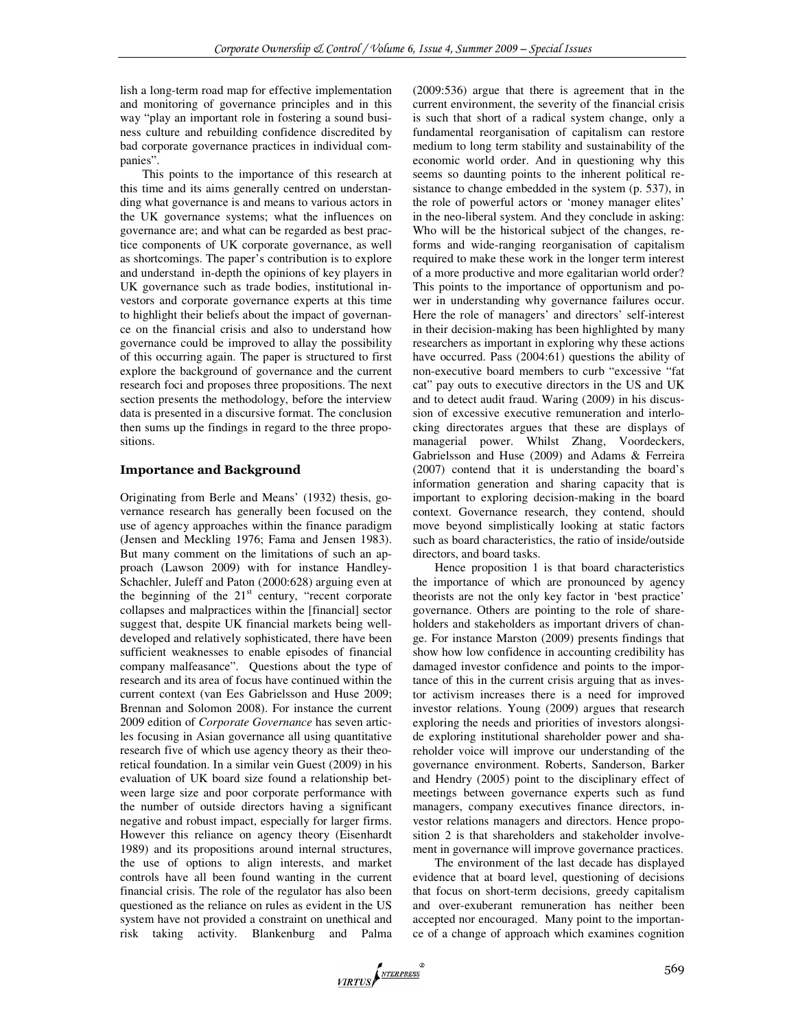lish a long-term road map for effective implementation and monitoring of governance principles and in this way "play an important role in fostering a sound business culture and rebuilding confidence discredited by bad corporate governance practices in individual companies".

This points to the importance of this research at this time and its aims generally centred on understanding what governance is and means to various actors in the UK governance systems; what the influences on governance are; and what can be regarded as best practice components of UK corporate governance, as well as shortcomings. The paper's contribution is to explore and understand in-depth the opinions of key players in UK governance such as trade bodies, institutional investors and corporate governance experts at this time to highlight their beliefs about the impact of governance on the financial crisis and also to understand how governance could be improved to allay the possibility of this occurring again. The paper is structured to first explore the background of governance and the current research foci and proposes three propositions. The next section presents the methodology, before the interview data is presented in a discursive format. The conclusion then sums up the findings in regard to the three propositions.

## Importance and Background

Originating from Berle and Means' (1932) thesis, governance research has generally been focused on the use of agency approaches within the finance paradigm (Jensen and Meckling 1976; Fama and Jensen 1983). But many comment on the limitations of such an approach (Lawson 2009) with for instance Handley-Schachler, Juleff and Paton (2000:628) arguing even at the beginning of the 21st century, "recent corporate collapses and malpractices within the [financial] sector suggest that, despite UK financial markets being well-developed and relatively sophisticated, there have been sufficient weaknesses to enable episodes of financial company malfeasance". Questions about the type of research and its area of focus have continued within the current context (van Ees Gabrielsson and Huse 2009; Brennan and Solomon 2008). For instance the current 2009 edition of *Corporate Governance* has seven articles focusing in Asian governance all using quantitative research five of which use agency theory as their theoretical foundation. In a similar vein Guest (2009) in his evaluation of UK board size found a relationship between large size and poor corporate performance with the number of outside directors having a significant negative and robust impact, especially for larger firms. However this reliance on agency theory (Eisenhardt 1989) and its propositions around internal structures, the use of options to align interests, and market controls have all been found wanting in the current financial crisis. The role of the regulator has also been questioned as the reliance on rules as evident in the US system have not provided a constraint on unethical and risk taking activity. Blankenburg and Palma (2009:536) argue that there is agreement that in the current environment, the severity of the financial crisis is such that short of a radical system change, only a fundamental reorganisation of capitalism can restore medium to long term stability and sustainability of the economic world order. And in questioning why this seems so daunting points to the inherent political resistance to change embedded in the system (p. 537), in the role of powerful actors or 'money manager elites' in the neo-liberal system. And they conclude in asking: Who will be the historical subject of the changes, reforms and wide-ranging reorganisation of capitalism required to make these work in the longer term interest of a more productive and more egalitarian world order? This points to the importance of opportunism and power in understanding why governance failures occur. Here the role of managers' and directors' self-interest in their decision-making has been highlighted by many researchers as important in exploring why these actions have occurred. Pass (2004:61) questions the ability of non-executive board members to curb "excessive "fat cat" pay outs to executive directors in the US and UK and to detect audit fraud. Waring (2009) in his discussion of excessive executive remuneration and interlocking directorates argues that these are displays of managerial power. Whilst Zhang, Voordeckers, Gabrielsson and Huse (2009) and Adams & Ferreira (2007) contend that it is understanding the board's information generation and sharing capacity that is important to exploring decision-making in the board context. Governance research, they contend, should move beyond simplistically looking at static factors such as board characteristics, the ratio of inside/outside directors, and board tasks.

Hence proposition 1 is that board characteristics the importance of which are pronounced by agency theorists are not the only key factor in 'best practice' governance. Others are pointing to the role of shareholders and stakeholders as important drivers of change. For instance Marston (2009) presents findings that show how low confidence in accounting credibility has damaged investor confidence and points to the importance of this in the current crisis arguing that as investor activism increases there is a need for improved investor relations. Young (2009) argues that research exploring the needs and priorities of investors alongside exploring institutional shareholder power and shareholder voice will improve our understanding of the governance environment. Roberts, Sanderson, Barker and Hendry (2005) point to the disciplinary effect of meetings between governance experts such as fund managers, company executives finance directors, investor relations managers and directors. Hence proposition 2 is that shareholders and stakeholder involvement in governance will improve governance practices.

The environment of the last decade has displayed evidence that at board level, questioning of decisions that focus on short-term decisions, greedy capitalism and over-exuberant remuneration has neither been accepted nor encouraged. Many point to the importance of a change of approach which examines cognition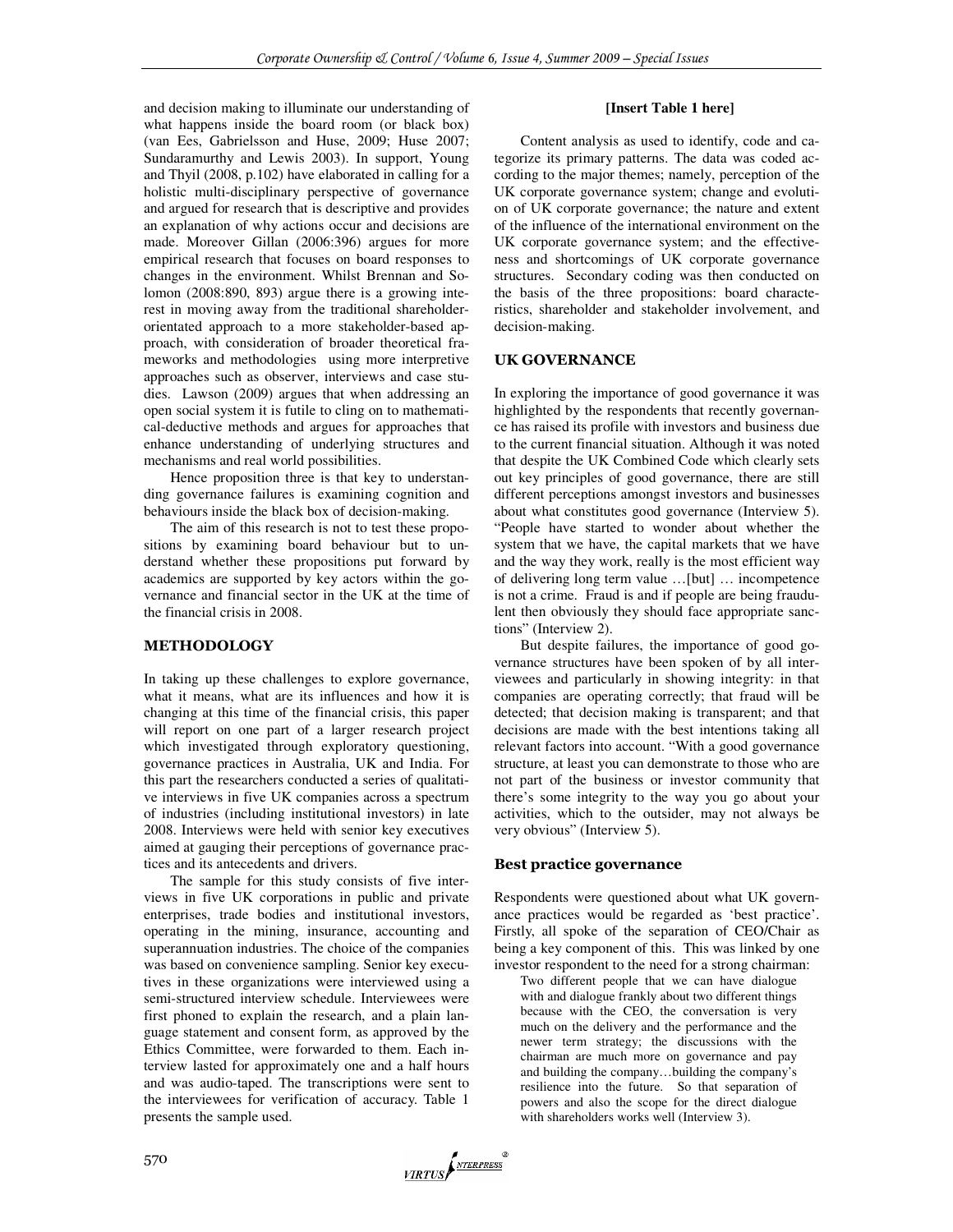and decision making to illuminate our understanding of what happens inside the board room (or black box) (van Ees, Gabrielsson and Huse, 2009; Huse 2007; Sundaramurthy and Lewis 2003). In support, Young and Thyil (2008, p.102) have elaborated in calling for a holistic multi-disciplinary perspective of governance and argued for research that is descriptive and provides an explanation of why actions occur and decisions are made. Moreover Gillan (2006:396) argues for more empirical research that focuses on board responses to changes in the environment. Whilst Brennan and Solomon (2008:890, 893) argue there is a growing interest in moving away from the traditional shareholder-orientated approach to a more stakeholder-based approach, with consideration of broader theoretical frameworks and methodologies using more interpretive approaches such as observer, interviews and case studies. Lawson (2009) argues that when addressing an open social system it is futile to cling on to mathematical-deductive methods and argues for approaches that enhance understanding of underlying structures and mechanisms and real world possibilities.

Hence proposition three is that key to understanding governance failures is examining cognition and behaviours inside the black box of decision-making.

The aim of this research is not to test these propositions by examining board behaviour but to understand whether these propositions put forward by academics are supported by key actors within the governance and financial sector in the UK at the time of the financial crisis in 2008.

## METHODOLOGY

In taking up these challenges to explore governance, what it means, what are its influences and how it is changing at this time of the financial crisis, this paper will report on one part of a larger research project which investigated through exploratory questioning, governance practices in Australia, UK and India. For this part the researchers conducted a series of qualitative interviews in five UK companies across a spectrum of industries (including institutional investors) in late 2008. Interviews were held with senior key executives aimed at gauging their perceptions of governance practices and its antecedents and drivers.

The sample for this study consists of five interviews in five UK corporations in public and private enterprises, trade bodies and institutional investors, operating in the mining, insurance, accounting and superannuation industries. The choice of the companies was based on convenience sampling. Senior key executives in these organizations were interviewed using a semi-structured interview schedule. Interviewees were first phoned to explain the research, and a plain language statement and consent form, as approved by the Ethics Committee, were forwarded to them. Each interview lasted for approximately one and a half hours and was audio-taped. The transcriptions were sent to the interviewees for verification of accuracy. Table 1 presents the sample used.

**[Insert Table 1 here]**

Content analysis as used to identify, code and categorize its primary patterns. The data was coded according to the major themes; namely, perception of the UK corporate governance system; change and evolution of UK corporate governance; the nature and extent of the influence of the international environment on the UK corporate governance system; and the effectiveness and shortcomings of UK corporate governance structures. Secondary coding was then conducted on the basis of the three propositions: board characteristics, shareholder and stakeholder involvement, and decision-making.

## UK GOVERNANCE

In exploring the importance of good governance it was highlighted by the respondents that recently governance has raised its profile with investors and business due to the current financial situation. Although it was noted that despite the UK Combined Code which clearly sets out key principles of good governance, there are still different perceptions amongst investors and businesses about what constitutes good governance (Interview 5). "People have started to wonder about whether the system that we have, the capital markets that we have and the way they work, really is the most efficient way of delivering long term value …[but] … incompetence is not a crime. Fraud is and if people are being fraudulent then obviously they should face appropriate sanctions" (Interview 2).

But despite failures, the importance of good governance structures have been spoken of by all interviewees and particularly in showing integrity: in that companies are operating correctly; that fraud will be detected; that decision making is transparent; and that decisions are made with the best intentions taking all relevant factors into account. "With a good governance structure, at least you can demonstrate to those who are not part of the business or investor community that there's some integrity to the way you go about your activities, which to the outsider, may not always be very obvious" (Interview 5).

### Best practice governance

Respondents were questioned about what UK governance practices would be regarded as 'best practice'. Firstly, all spoke of the separation of CEO/Chair as being a key component of this. This was linked by one investor respondent to the need for a strong chairman:

> Two different people that we can have dialogue with and dialogue frankly about two different things because with the CEO, the conversation is very much on the delivery and the performance and the newer term strategy; the discussions with the chairman are much more on governance and pay and building the company…building the company's resilience into the future. So that separation of powers and also the scope for the direct dialogue with shareholders works well (Interview 3).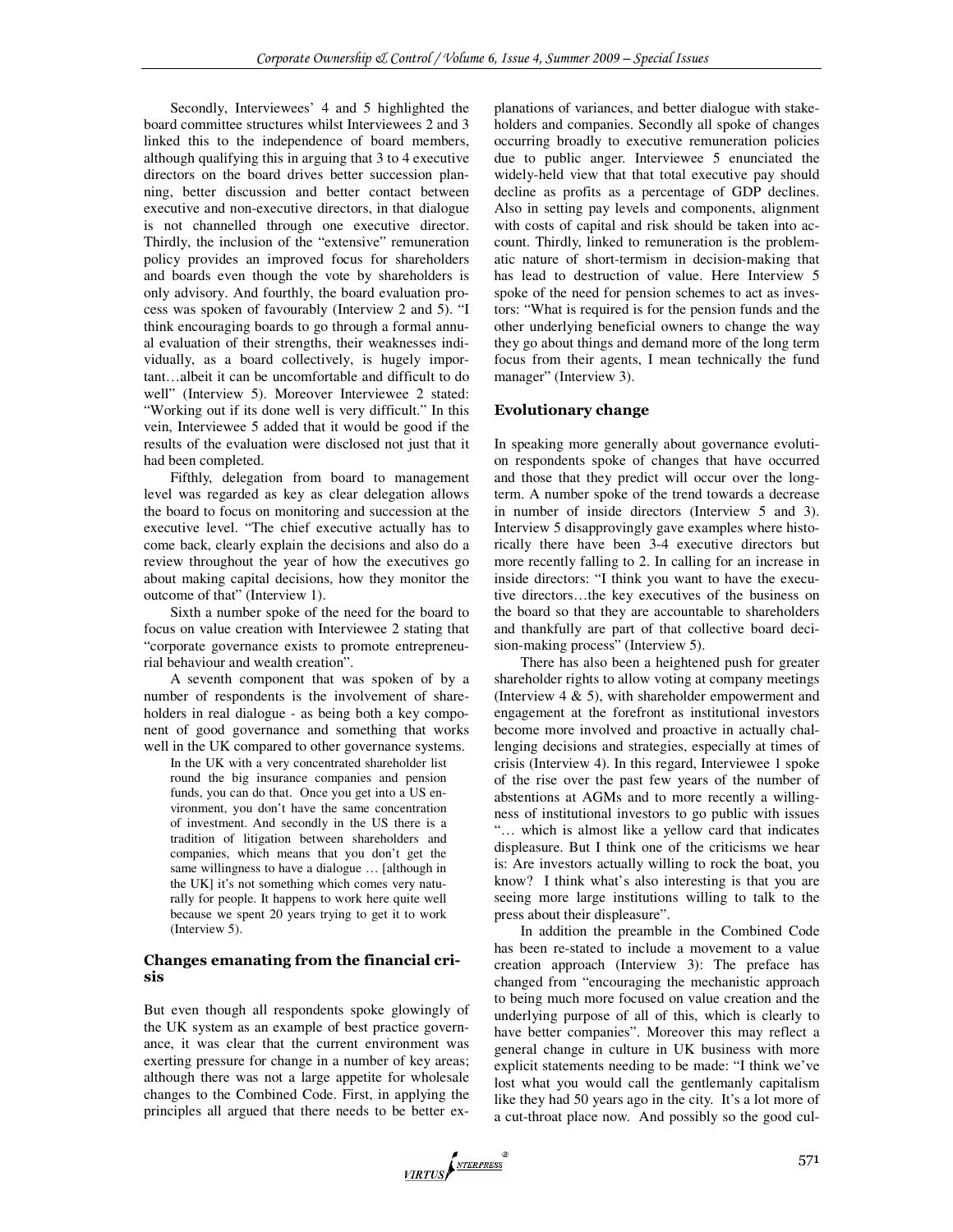Secondly, Interviewees' 4 and 5 highlighted the board committee structures whilst Interviewees 2 and 3 linked this to the independence of board members, although qualifying this in arguing that 3 to 4 executive directors on the board drives better succession planning, better discussion and better contact between executive and non-executive directors, in that dialogue is not channelled through one executive director. Thirdly, the inclusion of the "extensive" remuneration policy provides an improved focus for shareholders and boards even though the vote by shareholders is only advisory. And fourthly, the board evaluation process was spoken of favourably (Interview 2 and 5). "I think encouraging boards to go through a formal annual evaluation of their strengths, their weaknesses individually, as a board collectively, is hugely important…albeit it can be uncomfortable and difficult to do well" (Interview 5). Moreover Interviewee 2 stated: "Working out if its done well is very difficult." In this vein, Interviewee 5 added that it would be good if the results of the evaluation were disclosed not just that it had been completed.

Fifthly, delegation from board to management level was regarded as key as clear delegation allows the board to focus on monitoring and succession at the executive level. "The chief executive actually has to come back, clearly explain the decisions and also do a review throughout the year of how the executives go about making capital decisions, how they monitor the outcome of that" (Interview 1).

Sixth a number spoke of the need for the board to focus on value creation with Interviewee 2 stating that "corporate governance exists to promote entrepreneurial behaviour and wealth creation".

A seventh component that was spoken of by a number of respondents is the involvement of shareholders in real dialogue - as being both a key component of good governance and something that works well in the UK compared to other governance systems.

> In the UK with a very concentrated shareholder list round the big insurance companies and pension funds, you can do that. Once you get into a US environment, you don't have the same concentration of investment. And secondly in the US there is a tradition of litigation between shareholders and companies, which means that you don't get the same willingness to have a dialogue … [although in the UK] it's not something which comes very naturally for people. It happens to work here quite well because we spent 20 years trying to get it to work (Interview 5).

## Changes emanating from the financial crisis

But even though all respondents spoke glowingly of the UK system as an example of best practice governance, it was clear that the current environment was exerting pressure for change in a number of key areas; although there was not a large appetite for wholesale changes to the Combined Code. First, in applying the principles all argued that there needs to be better explanations of variances, and better dialogue with stakeholders and companies. Secondly all spoke of changes occurring broadly to executive remuneration policies due to public anger. Interviewee 5 enunciated the widely-held view that that total executive pay should decline as profits as a percentage of GDP declines. Also in setting pay levels and components, alignment with costs of capital and risk should be taken into account. Thirdly, linked to remuneration is the problematic nature of short-termism in decision-making that has lead to destruction of value. Here Interview 5 spoke of the need for pension schemes to act as investors: "What is required is for the pension funds and the other underlying beneficial owners to change the way they go about things and demand more of the long term focus from their agents, I mean technically the fund manager" (Interview 3).

## Evolutionary change

In speaking more generally about governance evolution respondents spoke of changes that have occurred and those that they predict will occur over the long-term. A number spoke of the trend towards a decrease in number of inside directors (Interview 5 and 3). Interview 5 disapprovingly gave examples where historically there have been 3-4 executive directors but more recently falling to 2. In calling for an increase in inside directors: "I think you want to have the executive directors…the key executives of the business on the board so that they are accountable to shareholders and thankfully are part of that collective board decision-making process" (Interview 5).

There has also been a heightened push for greater shareholder rights to allow voting at company meetings (Interview 4 & 5), with shareholder empowerment and engagement at the forefront as institutional investors become more involved and proactive in actually challenging decisions and strategies, especially at times of crisis (Interview 4). In this regard, Interviewee 1 spoke of the rise over the past few years of the number of abstentions at AGMs and to more recently a willingness of institutional investors to go public with issues "… which is almost like a yellow card that indicates displeasure. But I think one of the criticisms we hear is: Are investors actually willing to rock the boat, you know? I think what's also interesting is that you are seeing more large institutions willing to talk to the press about their displeasure".

In addition the preamble in the Combined Code has been re-stated to include a movement to a value creation approach (Interview 3): The preface has changed from "encouraging the mechanistic approach to being much more focused on value creation and the underlying purpose of all of this, which is clearly to have better companies". Moreover this may reflect a general change in culture in UK business with more explicit statements needing to be made: "I think we've lost what you would call the gentlemanly capitalism like they had 50 years ago in the city. It's a lot more of a cut-throat place now. And possibly so the good cul-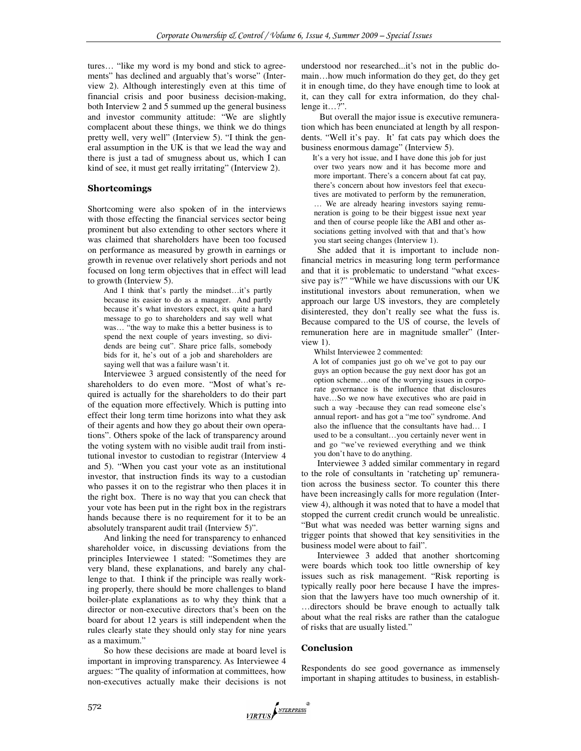tures… "like my word is my bond and stick to agreements" has declined and arguably that's worse" (Interview 2). Although interestingly even at this time of financial crisis and poor business decision-making, both Interview 2 and 5 summed up the general business and investor community attitude: "We are slightly complacent about these things, we think we do things pretty well, very well" (Interview 5). "I think the general assumption in the UK is that we lead the way and there is just a tad of smugness about us, which I can kind of see, it must get really irritating" (Interview 2).

## Shortcomings

Shortcoming were also spoken of in the interviews with those effecting the financial services sector being prominent but also extending to other sectors where it was claimed that shareholders have been too focused on performance as measured by growth in earnings or growth in revenue over relatively short periods and not focused on long term objectives that in effect will lead to growth (Interview 5).

> And I think that's partly the mindset…it's partly because its easier to do as a manager. And partly because it's what investors expect, its quite a hard message to go to shareholders and say well what was… "the way to make this a better business is to spend the next couple of years investing, so dividends are being cut". Share price falls, somebody bids for it, he's out of a job and shareholders are saying well that was a failure wasn't it.

Interviewee 3 argued consistently of the need for shareholders to do even more. "Most of what's required is actually for the shareholders to do their part of the equation more effectively. Which is putting into effect their long term time horizons into what they ask of their agents and how they go about their own operations". Others spoke of the lack of transparency around the voting system with no visible audit trail from institutional investor to custodian to registrar (Interview 4 and 5). "When you cast your vote as an institutional investor, that instruction finds its way to a custodian who passes it on to the registrar who then places it in the right box. There is no way that you can check that your vote has been put in the right box in the registrars hands because there is no requirement for it to be an absolutely transparent audit trail (Interview 5)".

And linking the need for transparency to enhanced shareholder voice, in discussing deviations from the principles Interviewee 1 stated: "Sometimes they are very bland, these explanations, and barely any challenge to that. I think if the principle was really working properly, there should be more challenges to bland boiler-plate explanations as to why they think that a director or non-executive directors that's been on the board for about 12 years is still independent when the rules clearly state they should only stay for nine years as a maximum."

So how these decisions are made at board level is important in improving transparency. As Interviewee 4 argues: "The quality of information at committees, how non-executives actually make their decisions is not understood nor researched...it's not in the public domain…how much information do they get, do they get it in enough time, do they have enough time to look at it, can they call for extra information, do they challenge it…?".

But overall the major issue is executive remuneration which has been enunciated at length by all respondents. "Well it's pay. It' fat cats pay which does the business enormous damage" (Interview 5).

> It's a very hot issue, and I have done this job for just over two years now and it has become more and more important. There's a concern about fat cat pay, there's concern about how investors feel that executives are motivated to perform by the remuneration, … We are already hearing investors saying remuneration is going to be their biggest issue next year and then of course people like the ABI and other associations getting involved with that and that's how you start seeing changes (Interview 1).

She added that it is important to include non-financial metrics in measuring long term performance and that it is problematic to understand "what excessive pay is?" "While we have discussions with our UK institutional investors about remuneration, when we approach our large US investors, they are completely disinterested, they don't really see what the fuss is. Because compared to the US of course, the levels of remuneration here are in magnitude smaller" (Interview 1).

Whilst Interviewee 2 commented:

> A lot of companies just go oh we've got to pay our guys an option because the guy next door has got an option scheme…one of the worrying issues in corporate governance is the influence that disclosures have…So we now have executives who are paid in such a way -because they can read someone else's annual report- and has got a "me too" syndrome. And also the influence that the consultants have had… I used to be a consultant…you certainly never went in and go "we've reviewed everything and we think you don't have to do anything.

Interviewee 3 added similar commentary in regard to the role of consultants in 'ratcheting up' remuneration across the business sector. To counter this there have been increasingly calls for more regulation (Interview 4), although it was noted that to have a model that stopped the current credit crunch would be unrealistic. "But what was needed was better warning signs and trigger points that showed that key sensitivities in the business model were about to fail".

Interviewee 3 added that another shortcoming were boards which took too little ownership of key issues such as risk management. "Risk reporting is typically really poor here because I have the impression that the lawyers have too much ownership of it. …directors should be brave enough to actually talk about what the real risks are rather than the catalogue of risks that are usually listed."

## Conclusion

Respondents do see good governance as immensely important in shaping attitudes to business, in establish-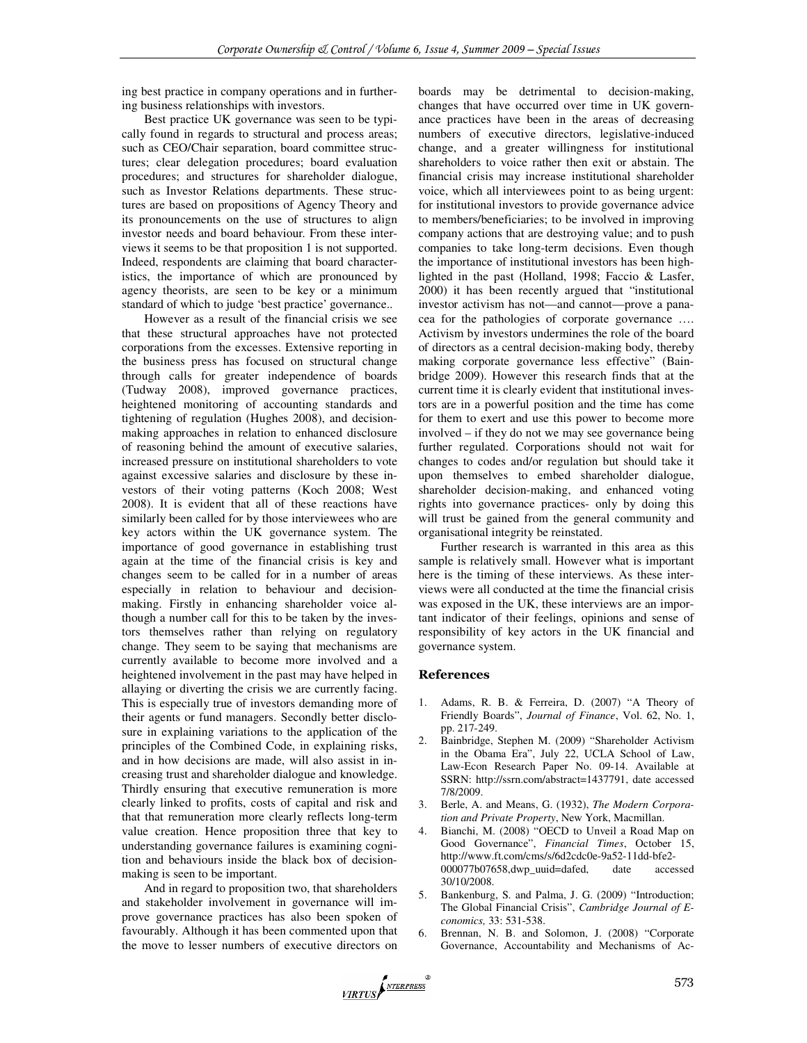ing best practice in company operations and in furthering business relationships with investors.

Best practice UK governance was seen to be typically found in regards to structural and process areas; such as CEO/Chair separation, board committee structures; clear delegation procedures; board evaluation procedures; and structures for shareholder dialogue, such as Investor Relations departments. These structures are based on propositions of Agency Theory and its pronouncements on the use of structures to align investor needs and board behaviour. From these interviews it seems to be that proposition 1 is not supported. Indeed, respondents are claiming that board characteristics, the importance of which are pronounced by agency theorists, are seen to be key or a minimum standard of which to judge 'best practice' governance..

However as a result of the financial crisis we see that these structural approaches have not protected corporations from the excesses. Extensive reporting in the business press has focused on structural change through calls for greater independence of boards (Tudway 2008), improved governance practices, heightened monitoring of accounting standards and tightening of regulation (Hughes 2008), and decision-making approaches in relation to enhanced disclosure of reasoning behind the amount of executive salaries, increased pressure on institutional shareholders to vote against excessive salaries and disclosure by these investors of their voting patterns (Koch 2008; West 2008). It is evident that all of these reactions have similarly been called for by those interviewees who are key actors within the UK governance system. The importance of good governance in establishing trust again at the time of the financial crisis is key and changes seem to be called for in a number of areas especially in relation to behaviour and decision-making. Firstly in enhancing shareholder voice although a number call for this to be taken by the investors themselves rather than relying on regulatory change. They seem to be saying that mechanisms are currently available to become more involved and a heightened involvement in the past may have helped in allaying or diverting the crisis we are currently facing. This is especially true of investors demanding more of their agents or fund managers. Secondly better disclosure in explaining variations to the application of the principles of the Combined Code, in explaining risks, and in how decisions are made, will also assist in increasing trust and shareholder dialogue and knowledge. Thirdly ensuring that executive remuneration is more clearly linked to profits, costs of capital and risk and that that remuneration more clearly reflects long-term value creation. Hence proposition three that key to understanding governance failures is examining cognition and behaviours inside the black box of decision-making is seen to be important.

And in regard to proposition two, that shareholders and stakeholder involvement in governance will improve governance practices has also been spoken of favourably. Although it has been commented upon that the move to lesser numbers of executive directors on boards may be detrimental to decision-making, changes that have occurred over time in UK governance practices have been in the areas of decreasing numbers of executive directors, legislative-induced change, and a greater willingness for institutional shareholders to voice rather then exit or abstain. The financial crisis may increase institutional shareholder voice, which all interviewees point to as being urgent: for institutional investors to provide governance advice to members/beneficiaries; to be involved in improving company actions that are destroying value; and to push companies to take long-term decisions. Even though the importance of institutional investors has been highlighted in the past (Holland, 1998; Faccio & Lasfer, 2000) it has been recently argued that "institutional investor activism has not—and cannot—prove a panacea for the pathologies of corporate governance …. Activism by investors undermines the role of the board of directors as a central decision-making body, thereby making corporate governance less effective" (Bainbridge 2009). However this research finds that at the current time it is clearly evident that institutional investors are in a powerful position and the time has come for them to exert and use this power to become more involved – if they do not we may see governance being further regulated. Corporations should not wait for changes to codes and/or regulation but should take it upon themselves to embed shareholder dialogue, shareholder decision-making, and enhanced voting rights into governance practices- only by doing this will trust be gained from the general community and organisational integrity be reinstated.

Further research is warranted in this area as this sample is relatively small. However what is important here is the timing of these interviews. As these interviews were all conducted at the time the financial crisis was exposed in the UK, these interviews are an important indicator of their feelings, opinions and sense of responsibility of key actors in the UK financial and governance system.

## References

1. Adams, R. B. & Ferreira, D. (2007) "A Theory of Friendly Boards", *Journal of Finance*, Vol. 62, No. 1, pp. 217-249.
2. Bainbridge, Stephen M. (2009) "Shareholder Activism in the Obama Era", July 22, UCLA School of Law, Law-Econ Research Paper No. 09-14. Available at SSRN: http://ssrn.com/abstract=1437791, date accessed 7/8/2009.
3. Berle, A. and Means, G. (1932), *The Modern Corporation and Private Property*, New York, Macmillan.
4. Bianchi, M. (2008) "OECD to Unveil a Road Map on Good Governance", *Financial Times*, October 15, http://www.ft.com/cms/s/6d2cdc0e-9a52-11dd-bfe2-000077b07658,dwp_uuid=dafed, date accessed 30/10/2008.
5. Bankenburg, S. and Palma, J. G. (2009) "Introduction; The Global Financial Crisis", *Cambridge Journal of Economics,* 33: 531-538.
6. Brennan, N. B. and Solomon, J. (2008) "Corporate Governance, Accountability and Mechanisms of Ac-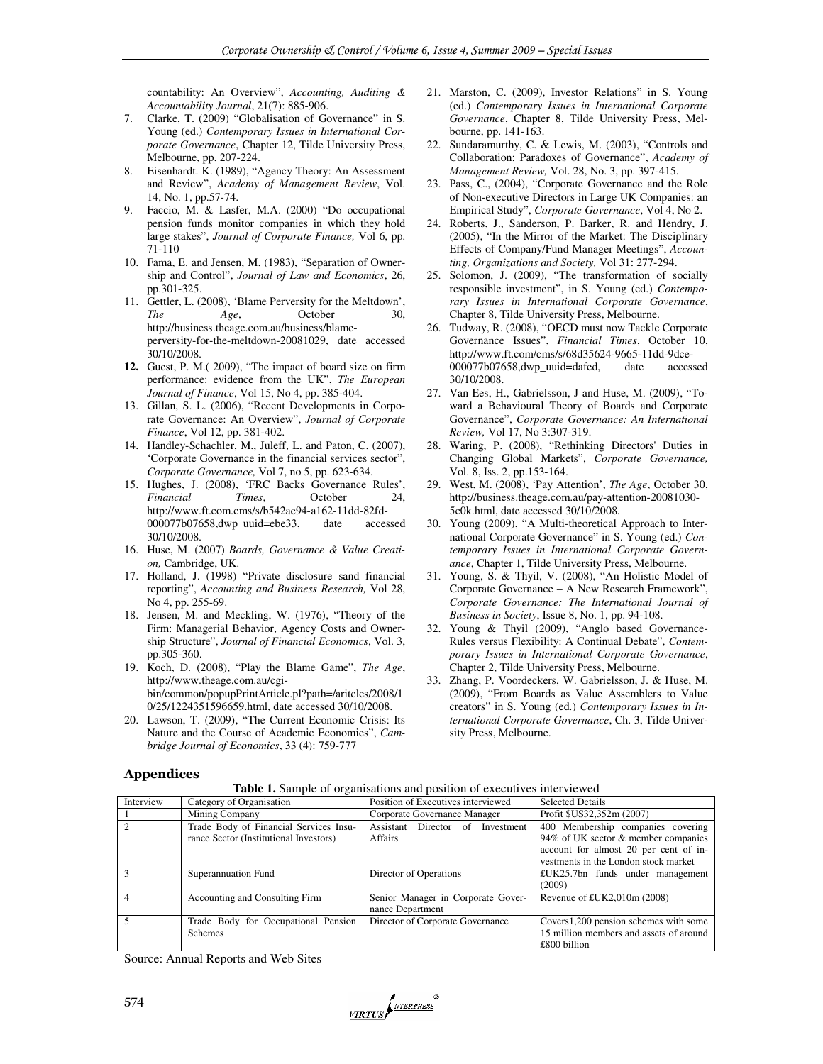countability: An Overview", *Accounting, Auditing & Accountability Journal*, 21(7): 885-906.

7. Clarke, T. (2009) "Globalisation of Governance" in S. Young (ed.) *Contemporary Issues in International Corporate Governance*, Chapter 12, Tilde University Press, Melbourne, pp. 207-224.
8. Eisenhardt. K. (1989), "Agency Theory: An Assessment and Review", *Academy of Management Review*, Vol. 14, No. 1, pp.57-74.
9. Faccio, M. & Lasfer, M.A. (2000) "Do occupational pension funds monitor companies in which they hold large stakes", *Journal of Corporate Finance,* Vol 6, pp. 71-110
10. Fama, E. and Jensen, M. (1983), "Separation of Ownership and Control", *Journal of Law and Economics*, 26, pp.301-325.
11. Gettler, L. (2008), 'Blame Perversity for the Meltdown', *The Age*, October 30, http://business.theage.com.au/business/blame-perversity-for-the-meltdown-20081029, date accessed 30/10/2008.
12. Guest, P. M.( 2009), "The impact of board size on firm performance: evidence from the UK", *The European Journal of Finance*, Vol 15, No 4, pp. 385-404.
13. Gillan, S. L. (2006), "Recent Developments in Corporate Governance: An Overview", *Journal of Corporate Finance*, Vol 12, pp. 381-402.
14. Handley-Schachler, M., Juleff, L. and Paton, C. (2007), 'Corporate Governance in the financial services sector", *Corporate Governance,* Vol 7, no 5, pp. 623-634.
15. Hughes, J. (2008), 'FRC Backs Governance Rules', *Financial Times*, October 24, http://www.ft.com.cms/s/b542ae94-a162-11dd-82fd-000077b07658,dwp_uuid=ebe33, date accessed 30/10/2008.
16. Huse, M. (2007) *Boards, Governance & Value Creation,* Cambridge, UK.
17. Holland, J. (1998) "Private disclosure sand financial reporting", *Accounting and Business Research,* Vol 28, No 4, pp. 255-69.
18. Jensen, M. and Meckling, W. (1976), "Theory of the Firm: Managerial Behavior, Agency Costs and Ownership Structure", *Journal of Financial Economics*, Vol. 3, pp.305-360.
19. Koch, D. (2008), "Play the Blame Game", *The Age*, http://www.theage.com.au/cgi-bin/common/popupPrintArticle.pl?path=/aritcles/2008/10/25/1224351596659.html, date accessed 30/10/2008.
20. Lawson, T. (2009), "The Current Economic Crisis: Its Nature and the Course of Academic Economies", *Cambridge Journal of Economics*, 33 (4): 759-777
21. Marston, C. (2009), Investor Relations" in S. Young (ed.) *Contemporary Issues in International Corporate Governance*, Chapter 8, Tilde University Press, Melbourne, pp. 141-163.
22. Sundaramurthy, C. & Lewis, M. (2003), "Controls and Collaboration: Paradoxes of Governance", *Academy of Management Review,* Vol. 28, No. 3, pp. 397-415.
23. Pass, C., (2004), "Corporate Governance and the Role of Non-executive Directors in Large UK Companies: an Empirical Study", *Corporate Governance*, Vol 4, No 2.
24. Roberts, J., Sanderson, P. Barker, R. and Hendry, J. (2005), "In the Mirror of the Market: The Disciplinary Effects of Company/Fund Manager Meetings", *Accounting, Organizations and Society,* Vol 31: 277-294.
25. Solomon, J. (2009), "The transformation of socially responsible investment", in S. Young (ed.) *Contemporary Issues in International Corporate Governance*, Chapter 8, Tilde University Press, Melbourne.
26. Tudway, R. (2008), "OECD must now Tackle Corporate Governance Issues", *Financial Times*, October 10, http://www.ft.com/cms/s/68d35624-9665-11dd-9dce-000077b07658,dwp_uuid=dafed, date accessed 30/10/2008.
27. Van Ees, H., Gabrielsson, J and Huse, M. (2009), "Toward a Behavioural Theory of Boards and Corporate Governance", *Corporate Governance: An International Review,* Vol 17, No 3:307-319.
28. Waring, P. (2008), "Rethinking Directors' Duties in Changing Global Markets", *Corporate Governance,* Vol. 8, Iss. 2, pp.153-164.
29. West, M. (2008), 'Pay Attention', *The Age*, October 30, http://business.theage.com.au/pay-attention-20081030-5c0k.html, date accessed 30/10/2008.
30. Young (2009), "A Multi-theoretical Approach to International Corporate Governance" in S. Young (ed.) *Contemporary Issues in International Corporate Governance*, Chapter 1, Tilde University Press, Melbourne.
31. Young, S. & Thyil, V. (2008), "An Holistic Model of Corporate Governance – A New Research Framework", *Corporate Governance: The International Journal of Business in Society*, Issue 8, No. 1, pp. 94-108.
32. Young & Thyil (2009), "Anglo based Governance-Rules versus Flexibility: A Continual Debate", *Contemporary Issues in International Corporate Governance*, Chapter 2, Tilde University Press, Melbourne.
33. Zhang, P. Voordeckers, W. Gabrielsson, J. & Huse, M. (2009), "From Boards as Value Assemblers to Value creators" in S. Young (ed.) *Contemporary Issues in International Corporate Governance*, Ch. 3, Tilde University Press, Melbourne.

## Appendices

**Table 1.** Sample of organisations and position of executives interviewed

| Interview | Category of Organisation | Position of Executives interviewed | Selected Details |
|---|---|---|---|
| 1 | Mining Company | Corporate Governance Manager | Profit $US32,352m (2007) |
| 2 | Trade Body of Financial Services Insurance Sector (Institutional Investors) | Assistant Director of Investment Affairs | 400 Membership companies covering 94% of UK sector & member companies account for almost 20 per cent of investments in the London stock market |
| 3 | Superannuation Fund | Director of Operations | £UK25.7bn funds under management (2009) |
| 4 | Accounting and Consulting Firm | Senior Manager in Corporate Governance Department | Revenue of £UK2,010m (2008) |
| 5 | Trade Body for Occupational Pension Schemes | Director of Corporate Governance | Covers1,200 pension schemes with some 15 million members and assets of around £800 billion |

Source: Annual Reports and Web Sites